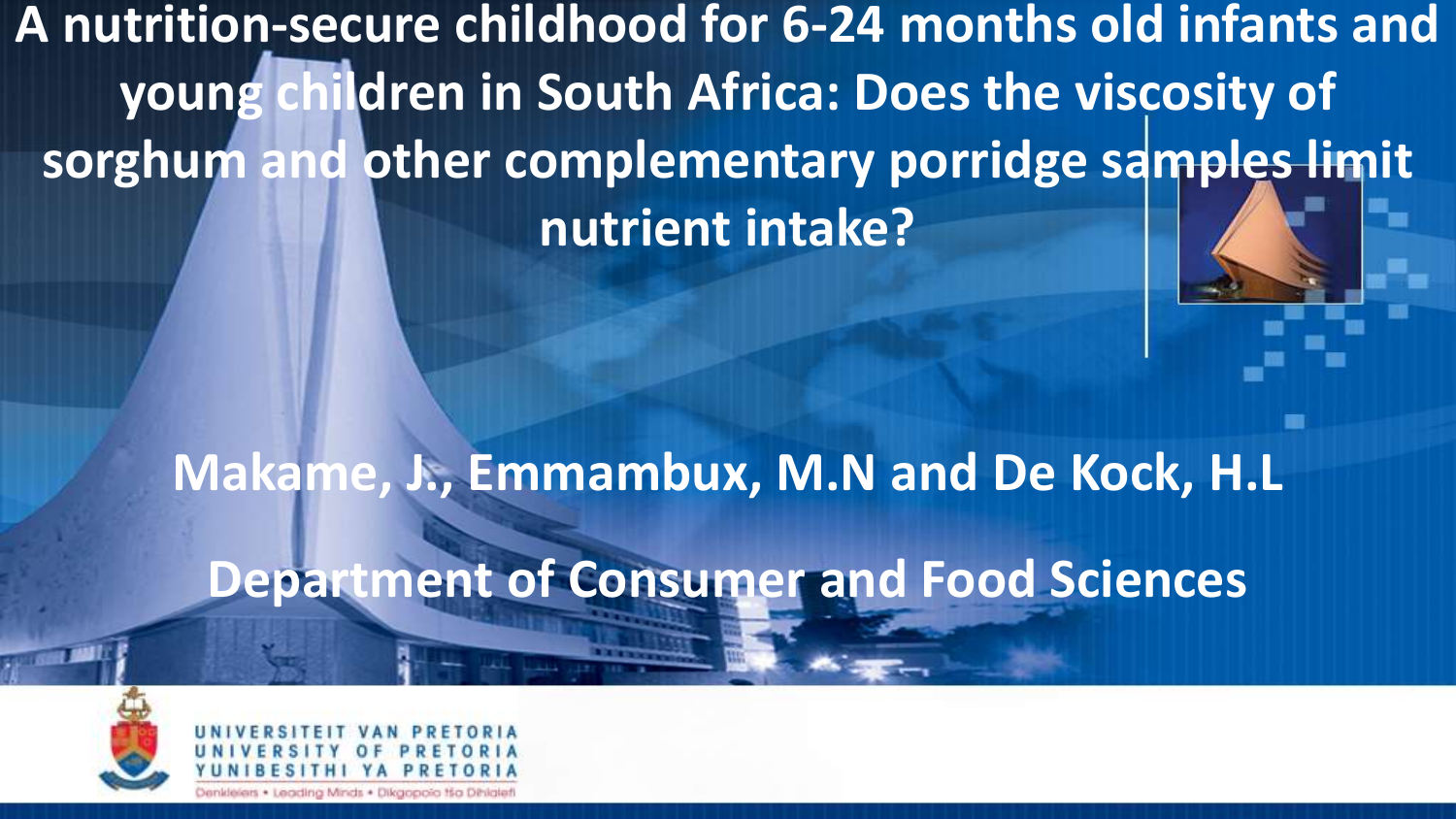# A nutrition-secure childhood for 6-24 months old infants and young children in South Africa: Does the viscosity of sorghum and other complementary porridge samples limit nutrient intake?

**Makame, J., Emmambux, M.N and De Kock, H.L**

**Department of Consumer and Food Sciences**

UNIVERSITEIT VAN PRETORIA
UNIVERSITY OF PRETORIA
YUNIBESITHI YA PRETORIA

Denkleiers • Leading Minds • Dikgopolo tša Dihlalefi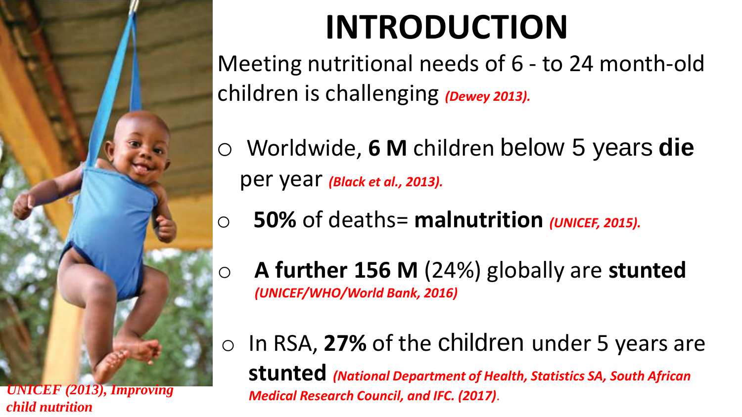# INTRODUCTION

Meeting nutritional needs of 6 - to 24 month-old children is challenging ***(Dewey 2013).***

- Worldwide, **6 M** children below 5 years **die** per year ***(Black et al., 2013).***
- **50%** of deaths= **malnutrition** ***(UNICEF, 2015).***
- **A further 156 M** (24%) globally are **stunted** ***(UNICEF/WHO/World Bank, 2016)***
- In RSA, **27%** of the children under 5 years are **stunted** ***(National Department of Health, Statistics SA, South African Medical Research Council, and IFC. (2017)***.

***UNICEF (2013), Improving child nutrition***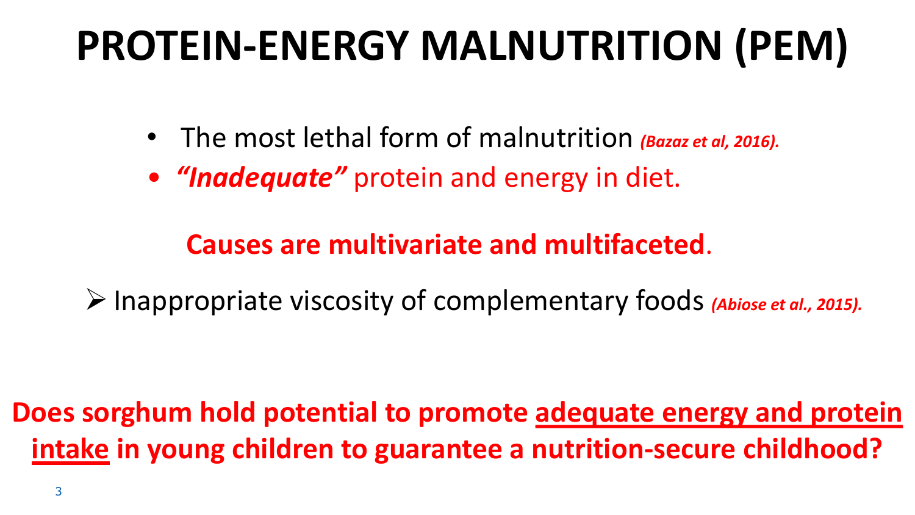# PROTEIN-ENERGY MALNUTRITION (PEM)

- The most lethal form of malnutrition ***(Bazaz et al, 2016).***
- ***"Inadequate"*** protein and energy in diet.

**Causes are multivariate and multifaceted**.

- Inappropriate viscosity of complementary foods ***(Abiose et al., 2015).***

**Does sorghum hold potential to promote <u>adequate energy and protein intake</u> in young children to guarantee a nutrition-secure childhood?**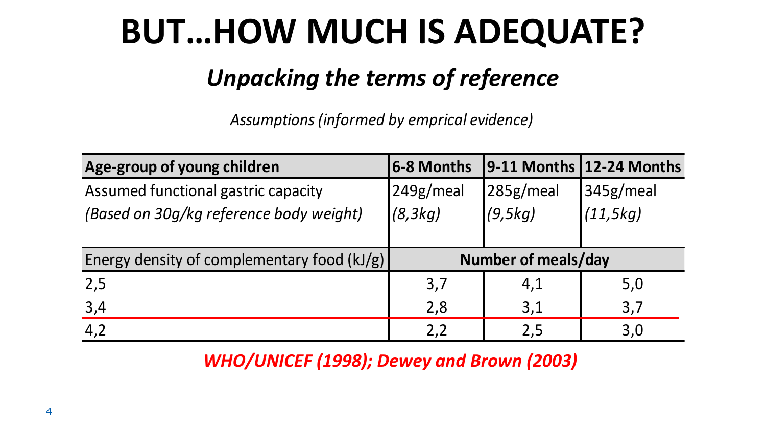# BUT…HOW MUCH IS ADEQUATE?

## *Unpacking the terms of reference*

*Assumptions (informed by emprical evidence)*

| Age-group of young children | 6-8 Months | 9-11 Months | 12-24 Months |
|---|---|---|---|
| Assumed functional gastric capacity *(Based on 30g/kg reference body weight)* | 249g/meal *(8,3kg)* | 285g/meal *(9,5kg)* | 345g/meal *(11,5kg)* |
| **Energy density of complementary food (kJ/g)** | **Number of meals/day** | | |
| 2,5 | 3,7 | 4,1 | 5,0 |
| 3,4 | 2,8 | 3,1 | 3,7 |
| 4,2 | 2,2 | 2,5 | 3,0 |

***WHO/UNICEF (1998); Dewey and Brown (2003)***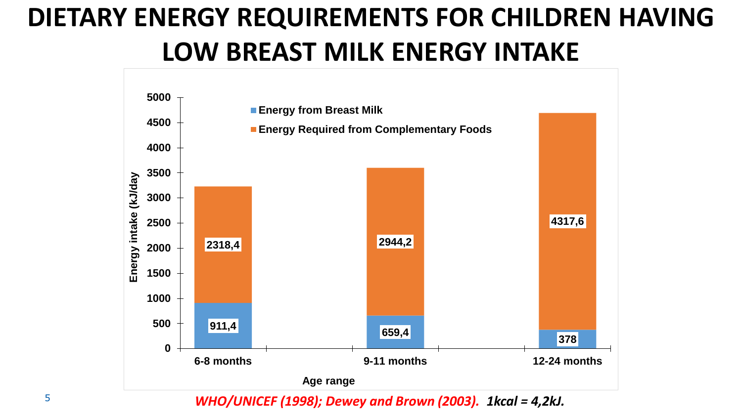# DIETARY ENERGY REQUIREMENTS FOR CHILDREN HAVING LOW BREAST MILK ENERGY INTAKE

| Age range | Energy from Breast Milk (kJ/day) | Energy Required from Complementary Foods (kJ/day) |
|---|---|---|
| 6-8 months | 911,4 | 2318,4 |
| 9-11 months | 659,4 | 2944,2 |
| 12-24 months | 378 | 4317,6 |

*WHO/UNICEF (1998); Dewey and Brown (2003).* ***1kcal = 4,2kJ.***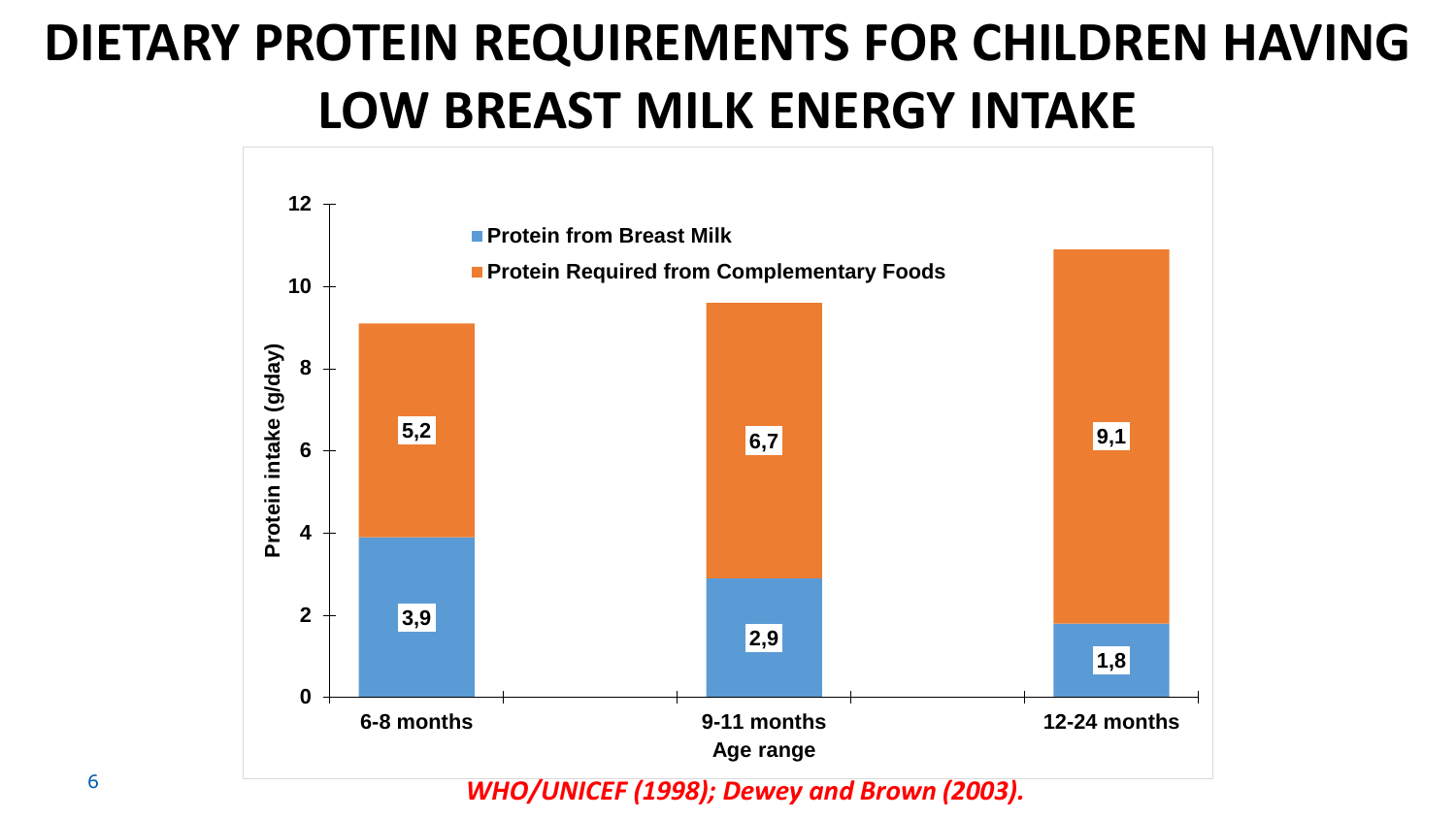# DIETARY PROTEIN REQUIREMENTS FOR CHILDREN HAVING LOW BREAST MILK ENERGY INTAKE

| Age range | Protein from Breast Milk (g/day) | Protein Required from Complementary Foods (g/day) |
| --- | --- | --- |
| 6-8 months | 3,9 | 5,2 |
| 9-11 months | 2,9 | 6,7 |
| 12-24 months | 1,8 | 9,1 |

*WHO/UNICEF (1998); Dewey and Brown (2003).*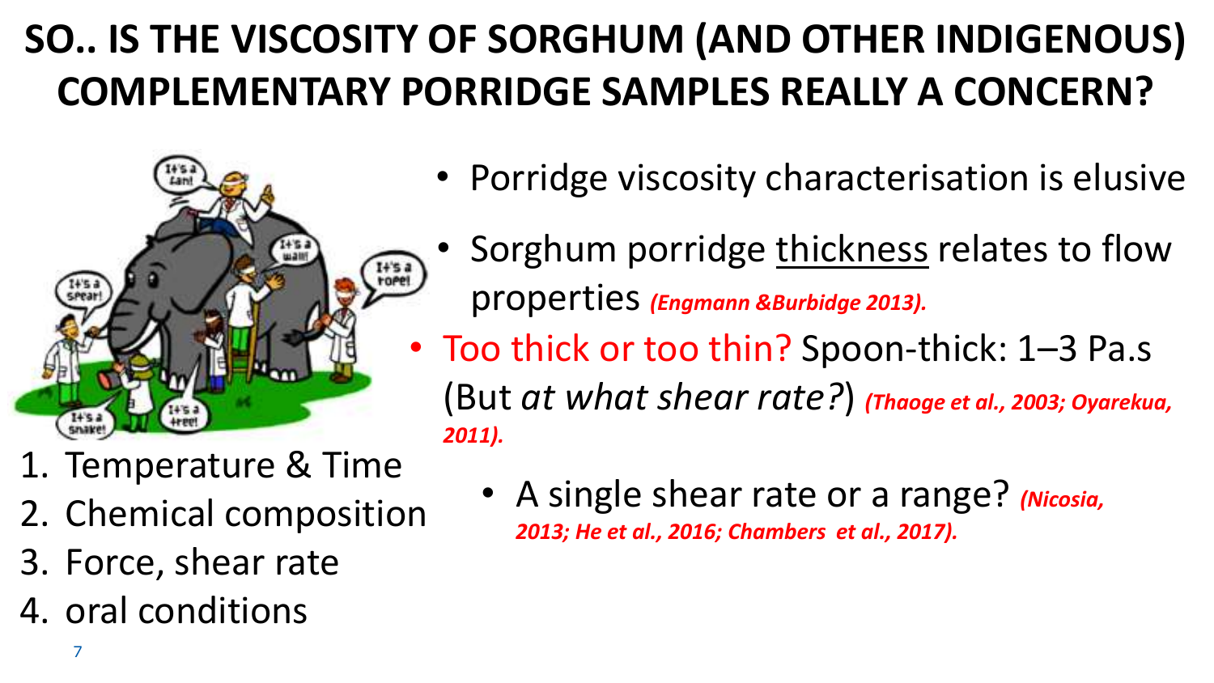# SO.. IS THE VISCOSITY OF SORGHUM (AND OTHER INDIGENOUS) COMPLEMENTARY PORRIDGE SAMPLES REALLY A CONCERN?

1. Temperature & Time
2. Chemical composition
3. Force, shear rate
4. oral conditions

- Porridge viscosity characterisation is elusive
- Sorghum porridge thickness relates to flow properties *(Engmann &Burbidge 2013).*
- Too thick or too thin? Spoon-thick: 1–3 Pa.s (But *at what shear rate?*) *(Thaoge et al., 2003; Oyarekua, 2011).*
  - A single shear rate or a range? *(Nicosia, 2013; He et al., 2016; Chambers et al., 2017).*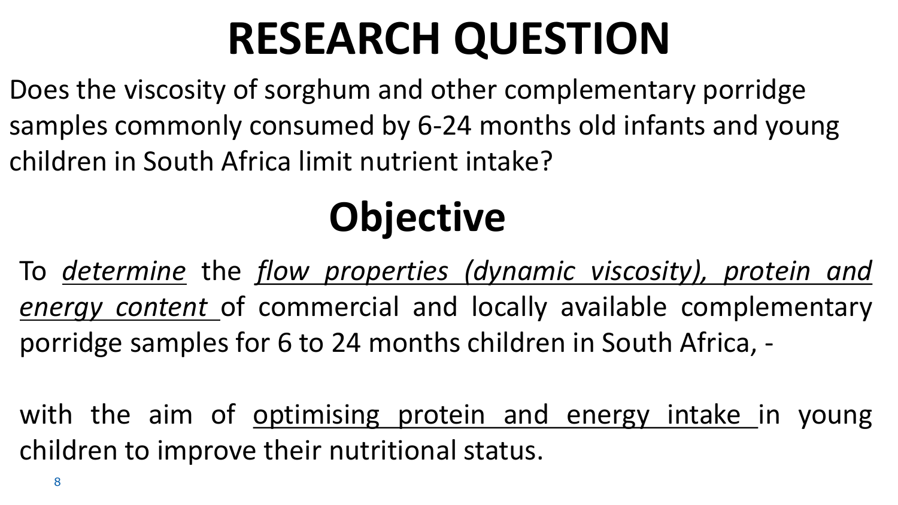# RESEARCH QUESTION

Does the viscosity of sorghum and other complementary porridge samples commonly consumed by 6-24 months old infants and young children in South Africa limit nutrient intake?

# Objective

To *determine* the *flow properties (dynamic viscosity), protein and energy content* of commercial and locally available complementary porridge samples for 6 to 24 months children in South Africa, -

with the aim of optimising protein and energy intake in young children to improve their nutritional status.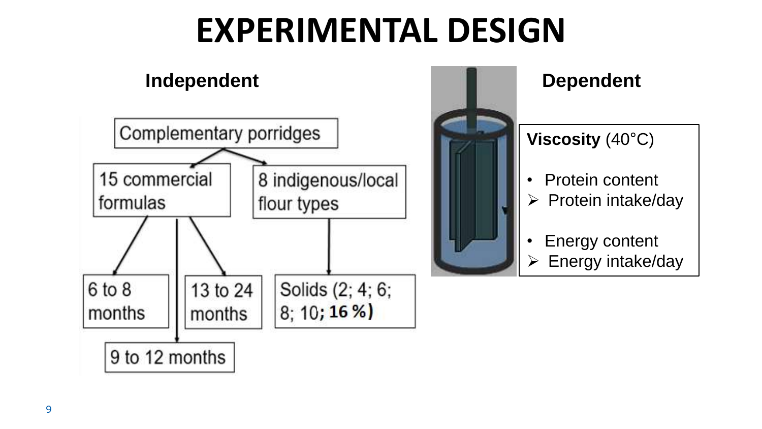# EXPERIMENTAL DESIGN

## Independent

- Complementary porridges
  - 15 commercial formulas
    - 6 to 8 months
    - 9 to 12 months
    - 13 to 24 months
  - 8 indigenous/local flour types
    - Solids (2; 4; 6; 8; 10; **16 %**)

## Dependent

**Viscosity** (40°C)

- Protein content
  - Protein intake/day
- Energy content
  - Energy intake/day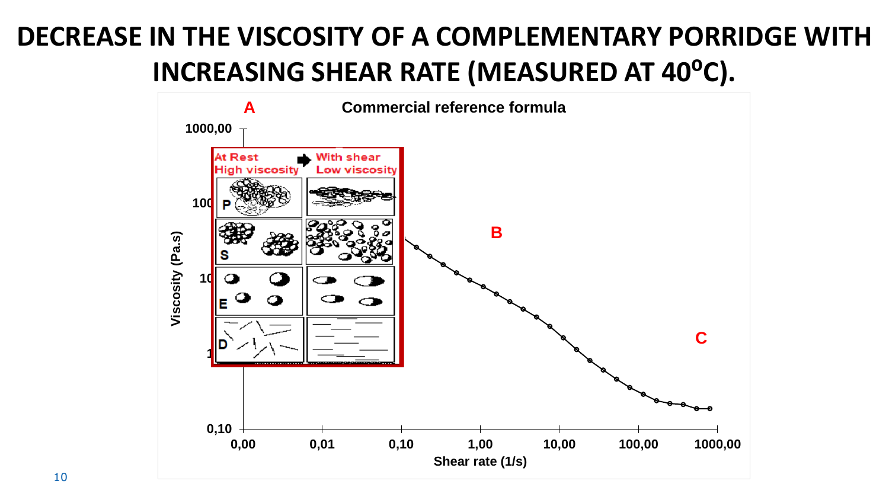# DECREASE IN THE VISCOSITY OF A COMPLEMENTARY PORRIDGE WITH INCREASING SHEAR RATE (MEASURED AT 40$^{o}$C).

**Commercial reference formula**

A

B

C

At Rest High viscosity → With shear Low viscosity

P

S

E

D

Viscosity (Pa.s)

1000,00

100

10

1

0,10

Shear rate (1/s)

0,00 0,01 0,10 1,00 10,00 100,00 1000,00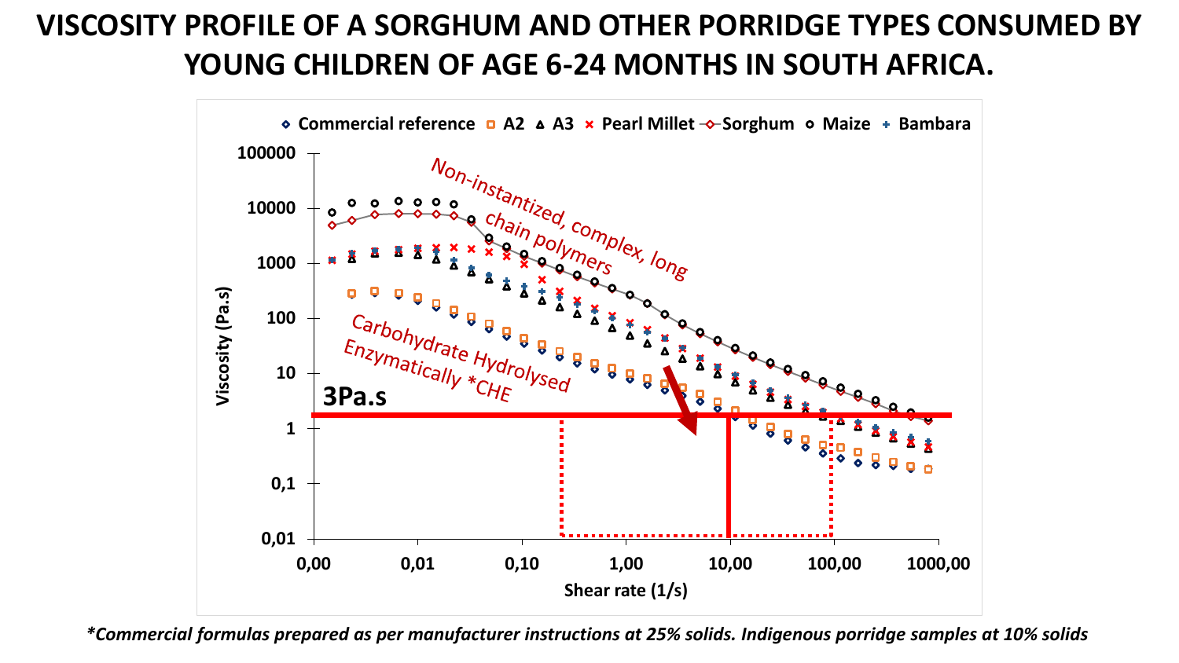# VISCOSITY PROFILE OF A SORGHUM AND OTHER PORRIDGE TYPES CONSUMED BY YOUNG CHILDREN OF AGE 6-24 MONTHS IN SOUTH AFRICA.

Legend: Commercial reference, A2, A3, Pearl Millet, Sorghum, Maize, Bambara

Viscosity (Pa.s)

Shear rate (1/s)

Non-instantized, complex, long chain polymers

Carbohydrate Hydrolysed Enzymatically *CHE

3Pa.s

*Commercial formulas prepared as per manufacturer instructions at 25% solids. Indigenous porridge samples at 10% solids*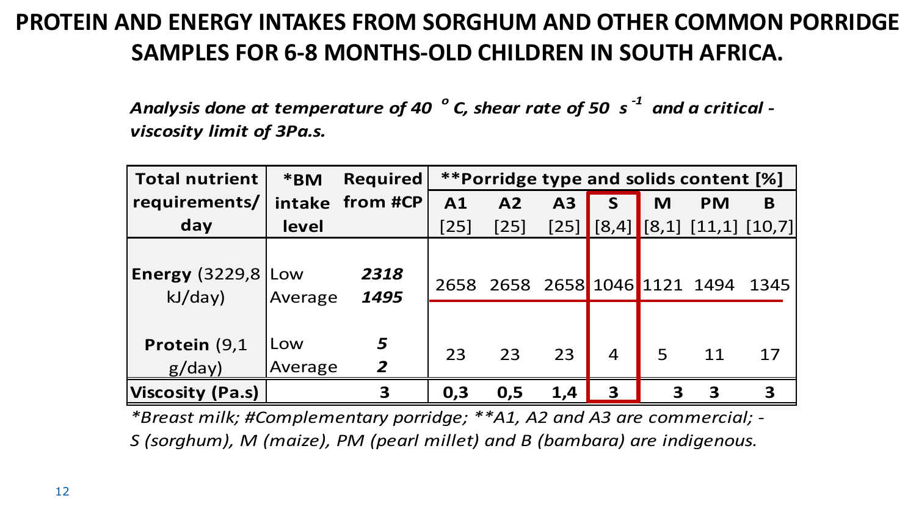# PROTEIN AND ENERGY INTAKES FROM SORGHUM AND OTHER COMMON PORRIDGE SAMPLES FOR 6-8 MONTHS-OLD CHILDREN IN SOUTH AFRICA.

***Analysis done at temperature of 40 $^{o}$C, shear rate of 50 $s^{-1}$ and a critical - viscosity limit of 3Pa.s.***

| Total nutrient requirements/ day | *BM intake level | Required from #CP | **Porridge type and solids content [%] | | | | | | |
|---|---|---|---|---|---|---|---|---|---|
| | | | **A1** [25] | **A2** [25] | **A3** [25] | **S** [8,4] | **M** [8,1] | **PM** [11,1] | **B** [10,7] |
| **Energy** (3229,8 kJ/day) | Low | ***2318*** | 2658 | 2658 | 2658 | 1046 | 1121 | 1494 | 1345 |
| | Average | ***1495*** | | | | | | | |
| **Protein** (9,1 g/day) | Low | ***5*** | 23 | 23 | 23 | 4 | 5 | 11 | 17 |
| | Average | ***2*** | | | | | | | |
| **Viscosity (Pa.s)** | | **3** | **0,3** | **0,5** | **1,4** | **3** | **3** | **3** | **3** |

*\*Breast milk; #Complementary porridge; \*\*A1, A2 and A3 are commercial; - S (sorghum), M (maize), PM (pearl millet) and B (bambara) are indigenous.*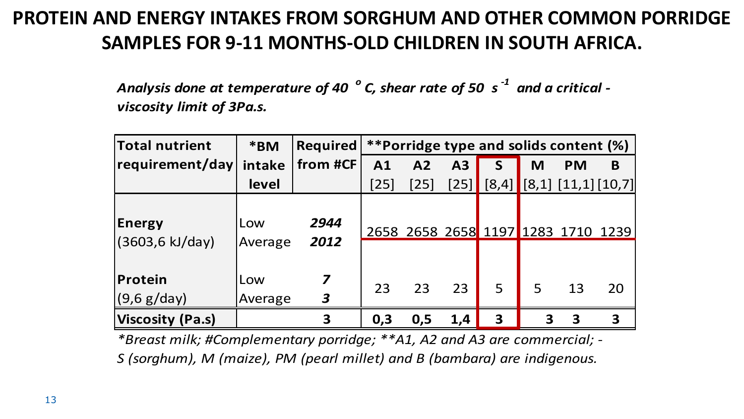# PROTEIN AND ENERGY INTAKES FROM SORGHUM AND OTHER COMMON PORRIDGE SAMPLES FOR 9-11 MONTHS-OLD CHILDREN IN SOUTH AFRICA.

***Analysis done at temperature of 40 °C, shear rate of 50 $s^{-1}$ and a critical - viscosity limit of 3Pa.s.***

| **Total nutrient requirement/day** | ***BM intake level** | **Required from #CF** | **Porridge type and solids content (%)** | | | | | | |
|---|---|---|---|---|---|---|---|---|---|
| | | | **A1** [25] | **A2** [25] | **A3** [25] | **S** [8,4] | **M** [8,1] | **PM** [11,1] | **B** [10,7] |
| **Energy** (3603,6 kJ/day) | Low / Average | ***2944*** / ***2012*** | 2658 | 2658 | 2658 | 1197 | 1283 | 1710 | 1239 |
| **Protein** (9,6 g/day) | Low / Average | ***7*** / ***3*** | 23 | 23 | 23 | 5 | 5 | 13 | 20 |
| **Viscosity (Pa.s)** | | **3** | **0,3** | **0,5** | **1,4** | **3** | **3** | **3** | **3** |

**Breast milk; #Complementary porridge; **A1, A2 and A3 are commercial; - S (sorghum), M (maize), PM (pearl millet) and B (bambara) are indigenous.*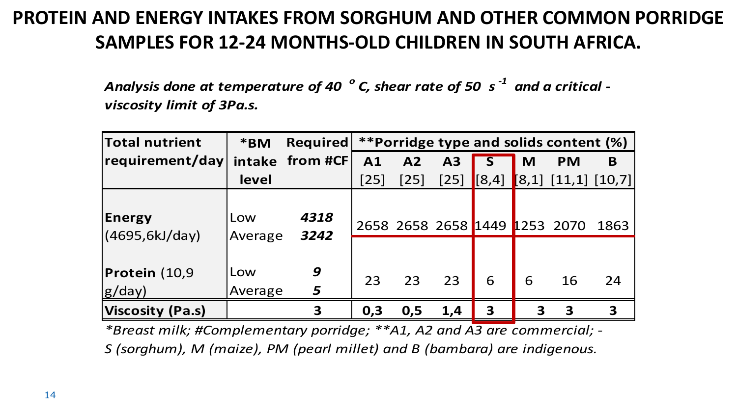# PROTEIN AND ENERGY INTAKES FROM SORGHUM AND OTHER COMMON PORRIDGE SAMPLES FOR 12-24 MONTHS-OLD CHILDREN IN SOUTH AFRICA.

***Analysis done at temperature of 40 °C, shear rate of 50 $s^{-1}$ and a critical - viscosity limit of 3Pa.s.***

| Total nutrient requirement/day | *BM intake level | Required from #CF | **Porridge type and solids content (%) | | | | | | |
|---|---|---|---|---|---|---|---|---|---|
| | | | A1 [25] | A2 [25] | A3 [25] | S [8,4] | M [8,1] | PM [11,1] | B [10,7] |
| **Energy** (4695,6kJ/day) | Low<br>Average | ***4318***<br>***3242*** | 2658 | 2658 | 2658 | 1449 | 1253 | 2070 | 1863 |
| **Protein** (10,9 g/day) | Low<br>Average | ***9***<br>***5*** | 23 | 23 | 23 | 6 | 6 | 16 | 24 |
| **Viscosity (Pa.s)** | | **3** | **0,3** | **0,5** | **1,4** | **3** | **3** | **3** | **3** |

*\*Breast milk; #Complementary porridge; \*\*A1, A2 and A3 are commercial; - S (sorghum), M (maize), PM (pearl millet) and B (bambara) are indigenous.*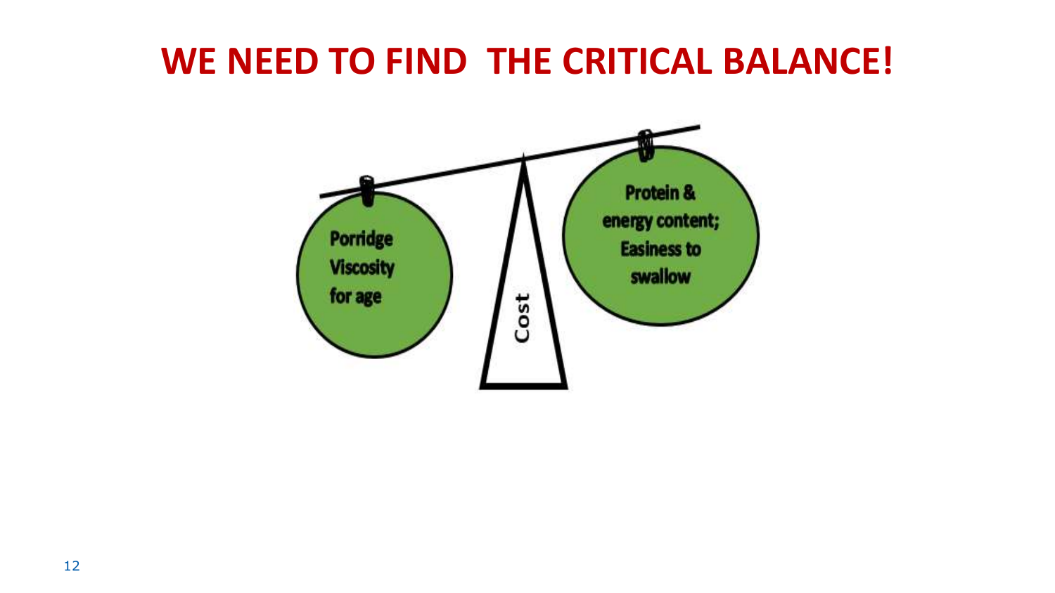# WE NEED TO FIND THE CRITICAL BALANCE!

Porridge Viscosity for age

Cost

Protein & energy content; Easiness to swallow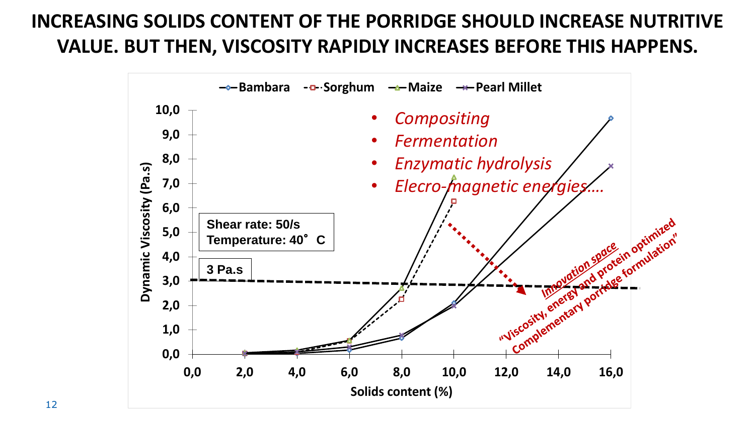# INCREASING SOLIDS CONTENT OF THE PORRIDGE SHOULD INCREASE NUTRITIVE VALUE. BUT THEN, VISCOSITY RAPIDLY INCREASES BEFORE THIS HAPPENS.

Bambara | Sorghum | Maize | Pearl Millet

- *Compositing*
- *Fermentation*
- *Enzymatic hydrolysis*
- *Elecro-magnetic energies….*

**Shear rate: 50/s**
**Temperature: 40˚ C**

**3 Pa.s**

***Innovation space***
***"Viscosity, energy and protein optimized Complementary porridge formulation"***

Dynamic Viscosity (Pa.s)

Solids content (%)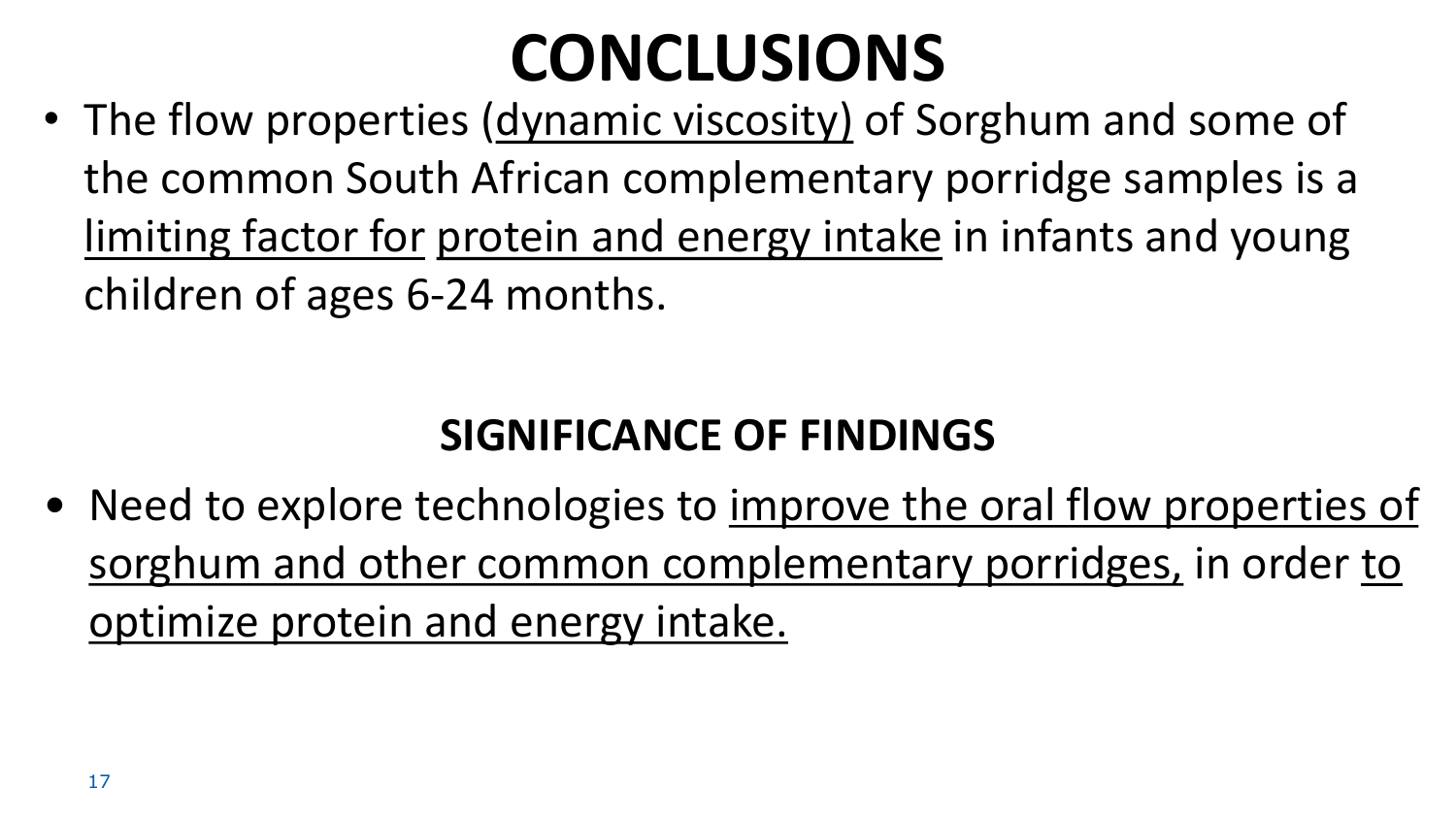# CONCLUSIONS

- The flow properties (dynamic viscosity) of Sorghum and some of the common South African complementary porridge samples is a limiting factor for protein and energy intake in infants and young children of ages 6-24 months.

## SIGNIFICANCE OF FINDINGS

- Need to explore technologies to improve the oral flow properties of sorghum and other common complementary porridges, in order to optimize protein and energy intake.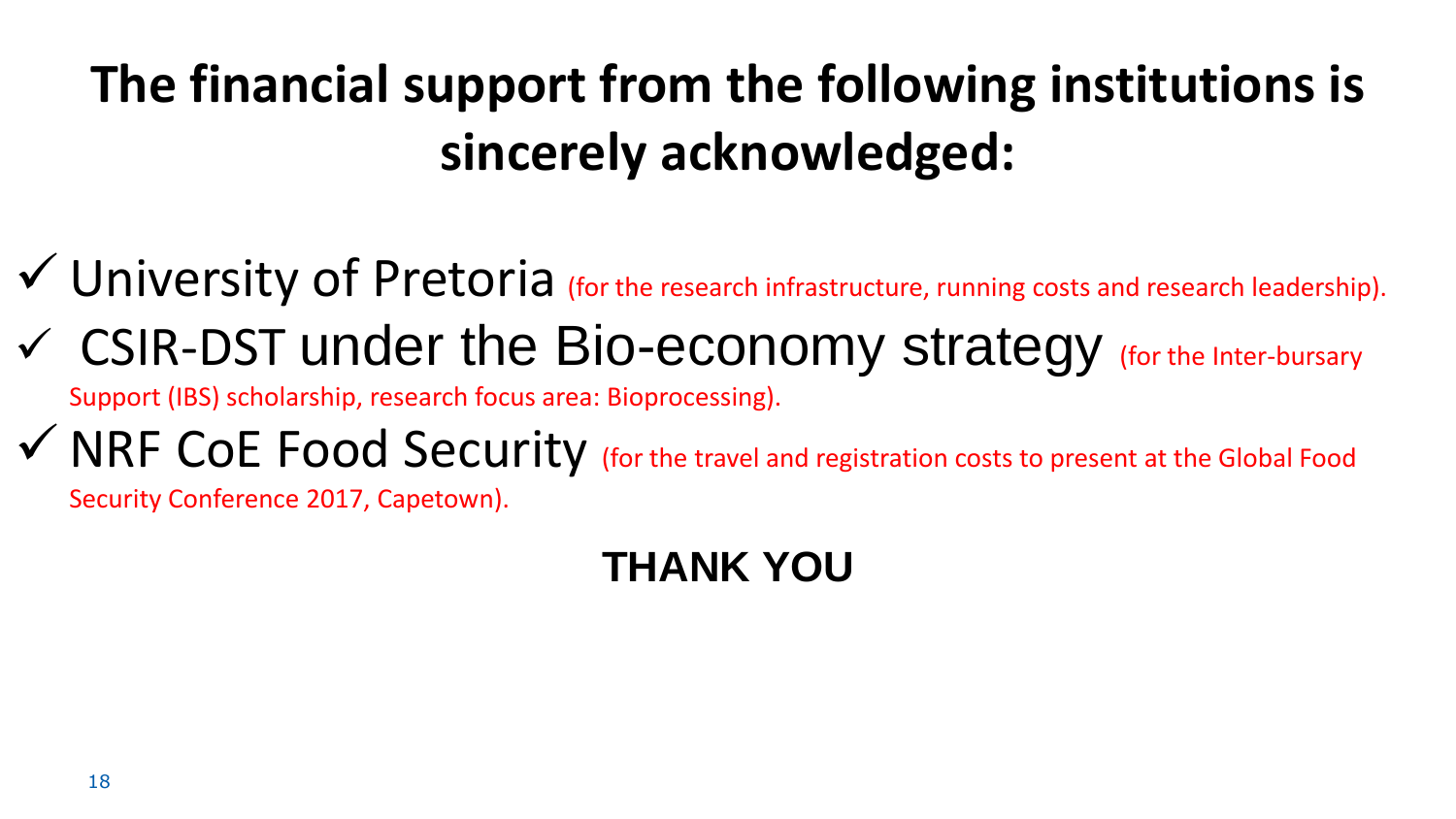# The financial support from the following institutions is sincerely acknowledged:

- ✓ University of Pretoria (for the research infrastructure, running costs and research leadership).
- ✓ CSIR-DST under the Bio-economy strategy (for the Inter-bursary Support (IBS) scholarship, research focus area: Bioprocessing).
- ✓ NRF CoE Food Security (for the travel and registration costs to present at the Global Food Security Conference 2017, Capetown).

**THANK YOU**